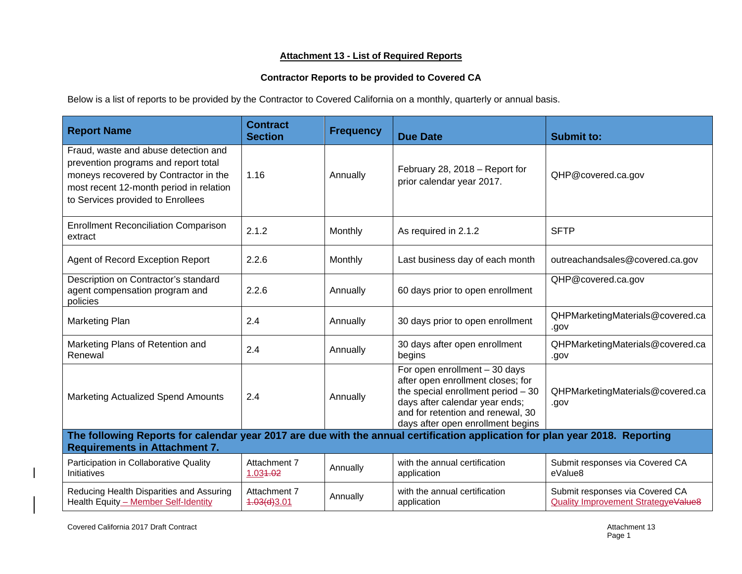## Attachment 13 - List of Required Reports

### Contractor Reports to be provided to Covered CA

Below is a list of reports to be provided by the Contractor to Covered California on a monthly, quarterly or annual basis.

| Report Name | Contract Section | Frequency | Due Date | Submit to: |
|---|---|---|---|---|
| Fraud, waste and abuse detection and prevention programs and report total moneys recovered by Contractor in the most recent 12-month period in relation to Services provided to Enrollees | 1.16 | Annually | February 28, 2018 – Report for prior calendar year 2017. | QHP@covered.ca.gov |
| Enrollment Reconciliation Comparison extract | 2.1.2 | Monthly | As required in 2.1.2 | SFTP |
| Agent of Record Exception Report | 2.2.6 | Monthly | Last business day of each month | outreachandsales@covered.ca.gov |
| Description on Contractor's standard agent compensation program and policies | 2.2.6 | Annually | 60 days prior to open enrollment | QHP@covered.ca.gov |
| Marketing Plan | 2.4 | Annually | 30 days prior to open enrollment | QHPMarketingMaterials@covered.ca.gov |
| Marketing Plans of Retention and Renewal | 2.4 | Annually | 30 days after open enrollment begins | QHPMarketingMaterials@covered.ca.gov |
| Marketing Actualized Spend Amounts | 2.4 | Annually | For open enrollment – 30 days after open enrollment closes; for the special enrollment period – 30 days after calendar year ends; and for retention and renewal, 30 days after open enrollment begins | QHPMarketingMaterials@covered.ca.gov |
| **The following Reports for calendar year 2017 are due with the annual certification application for plan year 2018. Reporting Requirements in Attachment 7.** | | | | |
| Participation in Collaborative Quality Initiatives | Attachment 7 1.031.02 | Annually | with the annual certification application | Submit responses via Covered CA eValue8 |
| Reducing Health Disparities and Assuring Health Equity – Member Self-Identity | Attachment 7 1.03(d)3.01 | Annually | with the annual certification application | Submit responses via Covered CA Quality Improvement StrategyeValue8 |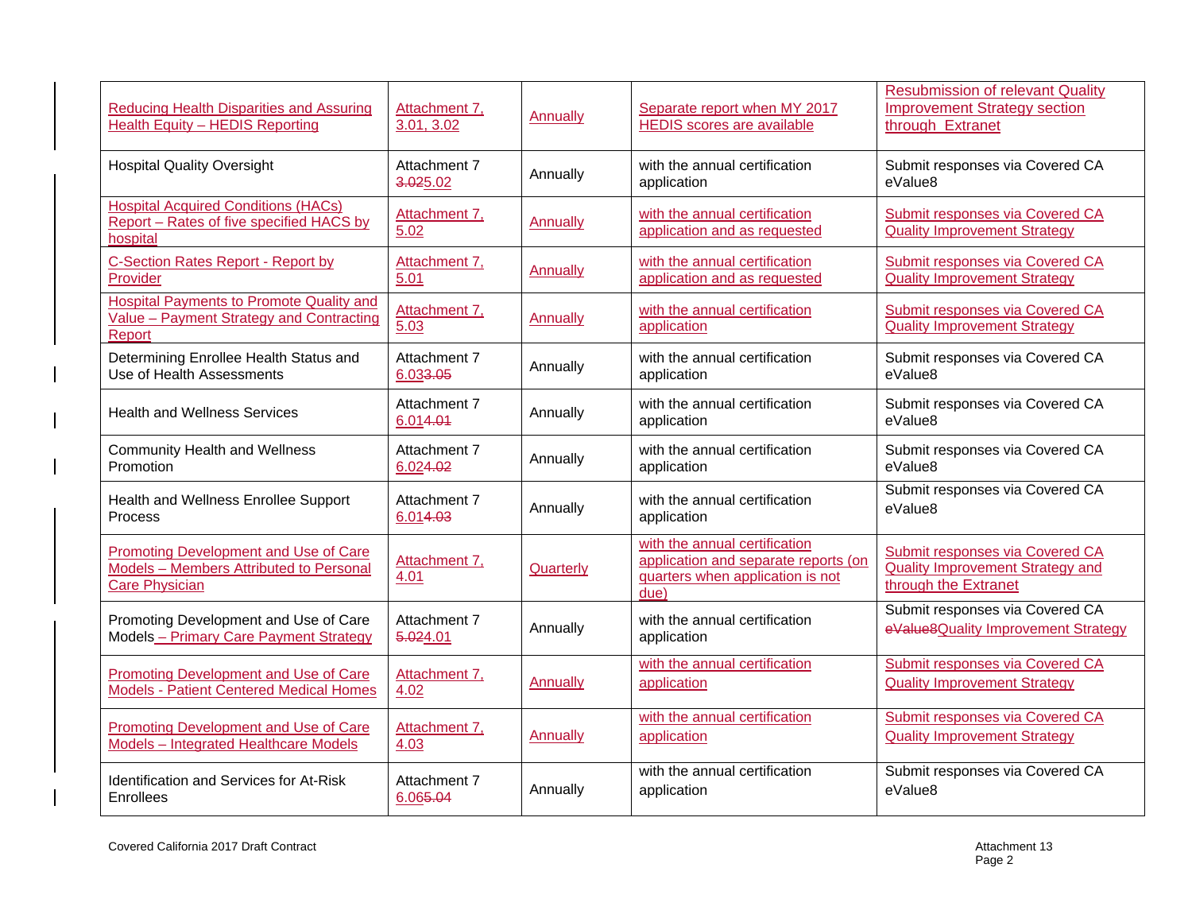| Reducing Health Disparities and Assuring Health Equity – HEDIS Reporting | Attachment 7, 3.01, 3.02 | Annually | Separate report when MY 2017 HEDIS scores are available | Resubmission of relevant Quality Improvement Strategy section through Extranet |
|---|---|---|---|---|
| Hospital Quality Oversight | Attachment 7 ~~3.02~~5.02 | Annually | with the annual certification application | Submit responses via Covered CA eValue8 |
| Hospital Acquired Conditions (HACs) Report – Rates of five specified HACS by hospital | Attachment 7, 5.02 | Annually | with the annual certification application and as requested | Submit responses via Covered CA Quality Improvement Strategy |
| C-Section Rates Report - Report by Provider | Attachment 7, 5.01 | Annually | with the annual certification application and as requested | Submit responses via Covered CA Quality Improvement Strategy |
| Hospital Payments to Promote Quality and Value – Payment Strategy and Contracting Report | Attachment 7, 5.03 | Annually | with the annual certification application | Submit responses via Covered CA Quality Improvement Strategy |
| Determining Enrollee Health Status and Use of Health Assessments | Attachment 7 6.03~~3.05~~ | Annually | with the annual certification application | Submit responses via Covered CA eValue8 |
| Health and Wellness Services | Attachment 7 6.01~~4.01~~ | Annually | with the annual certification application | Submit responses via Covered CA eValue8 |
| Community Health and Wellness Promotion | Attachment 7 6.02~~4.02~~ | Annually | with the annual certification application | Submit responses via Covered CA eValue8 |
| Health and Wellness Enrollee Support Process | Attachment 7 6.01~~4.03~~ | Annually | with the annual certification application | Submit responses via Covered CA eValue8 |
| Promoting Development and Use of Care Models – Members Attributed to Personal Care Physician | Attachment 7, 4.01 | Quarterly | with the annual certification application and separate reports (on quarters when application is not due) | Submit responses via Covered CA Quality Improvement Strategy and through the Extranet |
| Promoting Development and Use of Care Models – Primary Care Payment Strategy | Attachment 7 ~~5.02~~4.01 | Annually | with the annual certification application | Submit responses via Covered CA ~~eValue8~~Quality Improvement Strategy |
| Promoting Development and Use of Care Models - Patient Centered Medical Homes | Attachment 7, 4.02 | Annually | with the annual certification application | Submit responses via Covered CA Quality Improvement Strategy |
| Promoting Development and Use of Care Models – Integrated Healthcare Models | Attachment 7, 4.03 | Annually | with the annual certification application | Submit responses via Covered CA Quality Improvement Strategy |
| Identification and Services for At-Risk Enrollees | Attachment 7 6.06~~5.04~~ | Annually | with the annual certification application | Submit responses via Covered CA eValue8 |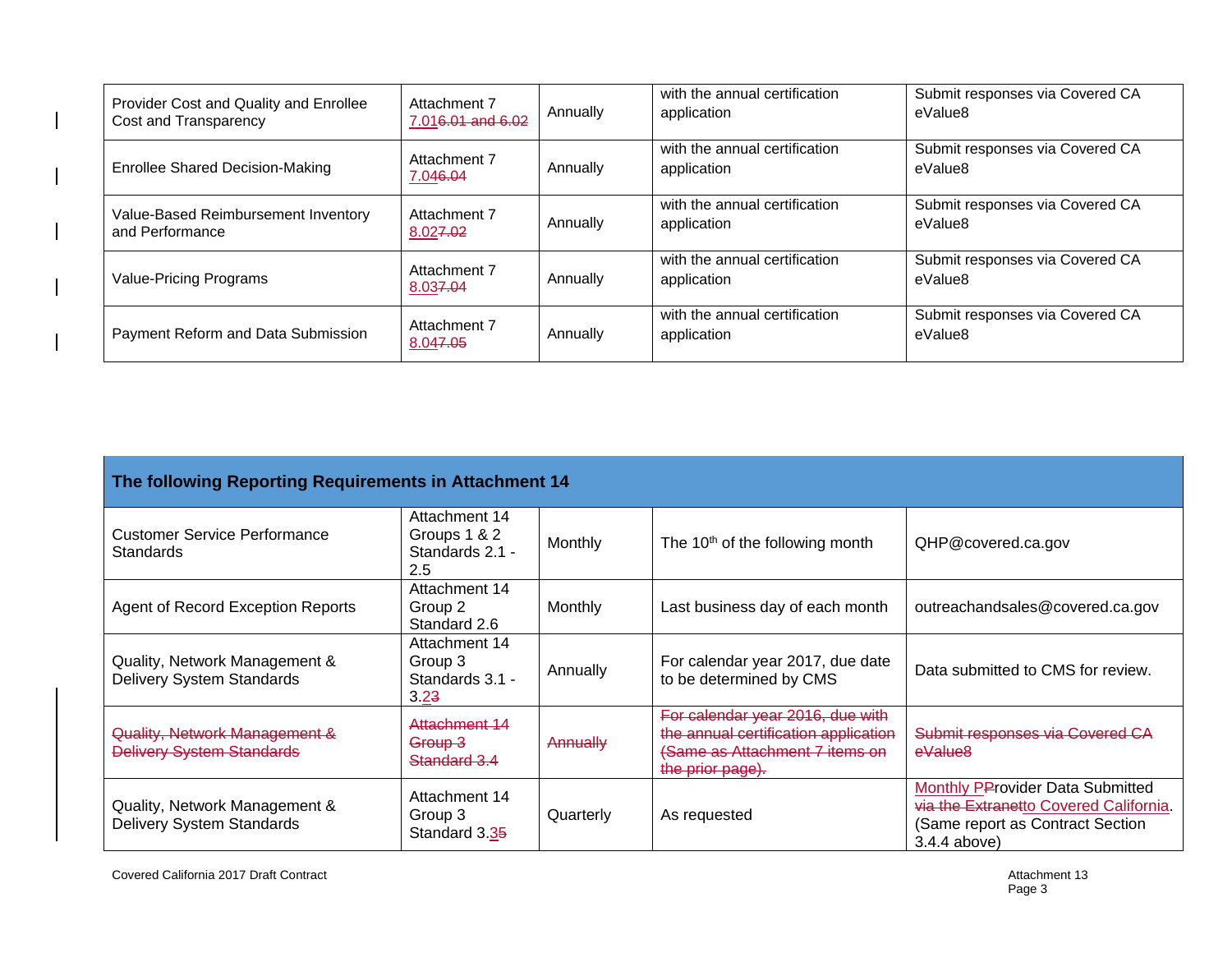| | | | | |
|---|---|---|---|---|
| Provider Cost and Quality and Enrollee Cost and Transparency | Attachment 7 7.016.01 and 6.02 | Annually | with the annual certification application | Submit responses via Covered CA eValue8 |
| Enrollee Shared Decision-Making | Attachment 7 7.046.04 | Annually | with the annual certification application | Submit responses via Covered CA eValue8 |
| Value-Based Reimbursement Inventory and Performance | Attachment 7 8.027.02 | Annually | with the annual certification application | Submit responses via Covered CA eValue8 |
| Value-Pricing Programs | Attachment 7 8.037.04 | Annually | with the annual certification application | Submit responses via Covered CA eValue8 |
| Payment Reform and Data Submission | Attachment 7 8.047.05 | Annually | with the annual certification application | Submit responses via Covered CA eValue8 |

| **The following Reporting Requirements in Attachment 14** | | | | |
|---|---|---|---|---|
| Customer Service Performance Standards | Attachment 14 Groups 1 & 2 Standards 2.1 - 2.5 | Monthly | The 10th of the following month | QHP@covered.ca.gov |
| Agent of Record Exception Reports | Attachment 14 Group 2 Standard 2.6 | Monthly | Last business day of each month | outreachandsales@covered.ca.gov |
| Quality, Network Management & Delivery System Standards | Attachment 14 Group 3 Standards 3.1 - 3.23 | Annually | For calendar year 2017, due date to be determined by CMS | Data submitted to CMS for review. |
| ~~Quality, Network Management & Delivery System Standards~~ | ~~Attachment 14 Group 3 Standard 3.4~~ | ~~Annually~~ | ~~For calendar year 2016, due with the annual certification application (Same as Attachment 7 items on the prior page).~~ | ~~Submit responses via Covered CA eValue8~~ |
| Quality, Network Management & Delivery System Standards | Attachment 14 Group 3 Standard 3.35 | Quarterly | As requested | Monthly PProvider Data Submitted ~~via the Extranet~~to Covered California. (Same report as Contract Section 3.4.4 above) |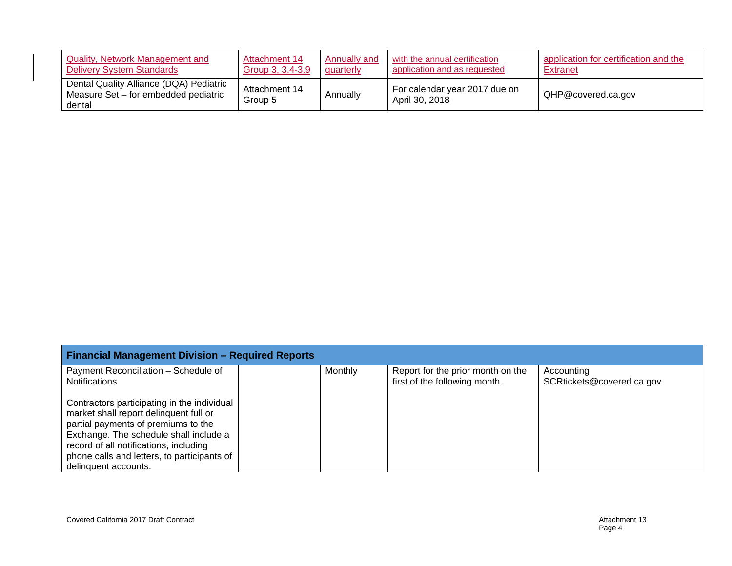| | | | | |
|---|---|---|---|---|
| Quality, Network Management and Delivery System Standards | Attachment 14 Group 3, 3.4-3.9 | Annually and quarterly | with the annual certification application and as requested | application for certification and the Extranet |
| Dental Quality Alliance (DQA) Pediatric Measure Set – for embedded pediatric dental | Attachment 14 Group 5 | Annually | For calendar year 2017 due on April 30, 2018 | QHP@covered.ca.gov |

| **Financial Management Division – Required Reports** | | | | |
|---|---|---|---|---|
| Payment Reconciliation – Schedule of Notifications<br><br>Contractors participating in the individual market shall report delinquent full or partial payments of premiums to the Exchange. The schedule shall include a record of all notifications, including phone calls and letters, to participants of delinquent accounts. | | Monthly | Report for the prior month on the first of the following month. | Accounting SCRtickets@covered.ca.gov |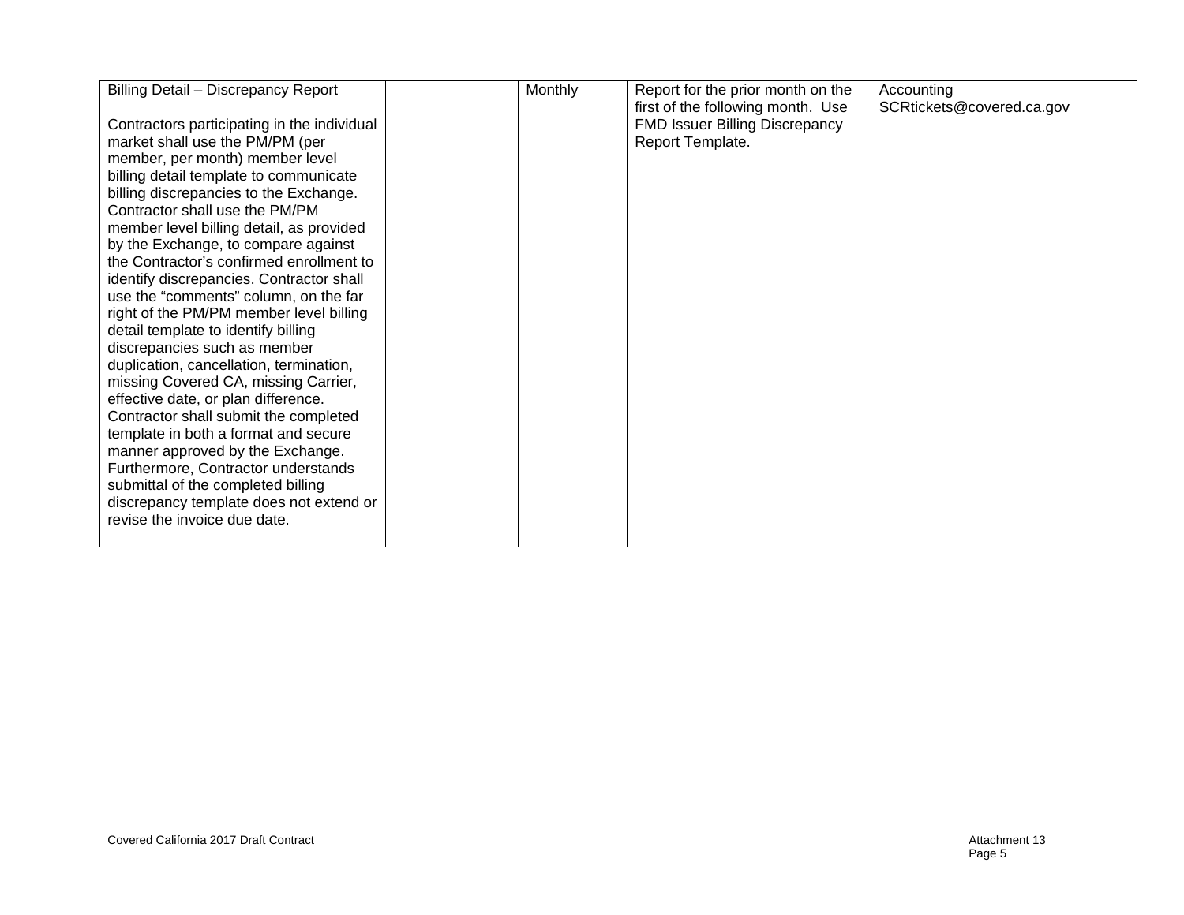| | | | | |
|---|---|---|---|---|
| Billing Detail – Discrepancy Report<br><br>Contractors participating in the individual market shall use the PM/PM (per member, per month) member level billing detail template to communicate billing discrepancies to the Exchange. Contractor shall use the PM/PM member level billing detail, as provided by the Exchange, to compare against the Contractor's confirmed enrollment to identify discrepancies. Contractor shall use the "comments" column, on the far right of the PM/PM member level billing detail template to identify billing discrepancies such as member duplication, cancellation, termination, missing Covered CA, missing Carrier, effective date, or plan difference. Contractor shall submit the completed template in both a format and secure manner approved by the Exchange. Furthermore, Contractor understands submittal of the completed billing discrepancy template does not extend or revise the invoice due date. | | Monthly | Report for the prior month on the first of the following month. Use FMD Issuer Billing Discrepancy Report Template. | Accounting<br>SCRtickets@covered.ca.gov |